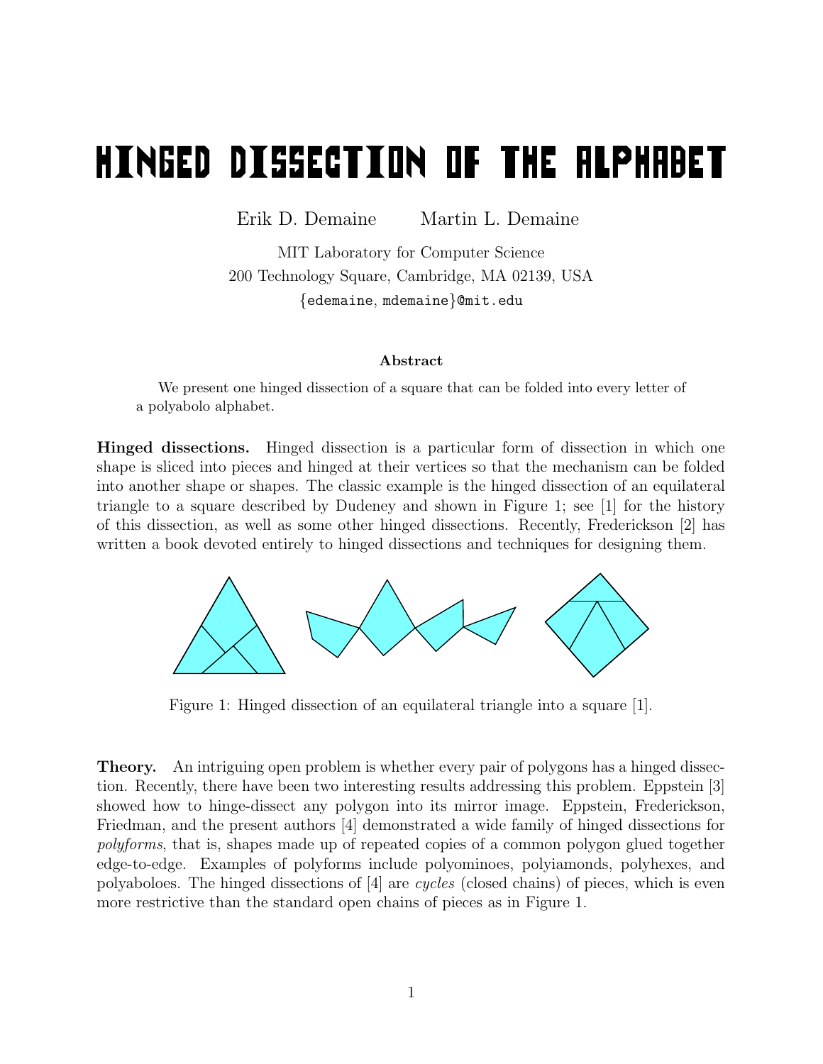# HINGED DISSECTION OF THE ALPHABET

Erik D. Demaine   Martin L. Demaine

MIT Laboratory for Computer Science
200 Technology Square, Cambridge, MA 02139, USA
{edemaine, mdemaine}@mit.edu

**Abstract**

We present one hinged dissection of a square that can be folded into every letter of a polyabolo alphabet.

**Hinged dissections.** Hinged dissection is a particular form of dissection in which one shape is sliced into pieces and hinged at their vertices so that the mechanism can be folded into another shape or shapes. The classic example is the hinged dissection of an equilateral triangle to a square described by Dudeney and shown in Figure 1; see [1] for the history of this dissection, as well as some other hinged dissections. Recently, Frederickson [2] has written a book devoted entirely to hinged dissections and techniques for designing them.

Figure 1: Hinged dissection of an equilateral triangle into a square [1].

**Theory.** An intriguing open problem is whether every pair of polygons has a hinged dissection. Recently, there have been two interesting results addressing this problem. Eppstein [3] showed how to hinge-dissect any polygon into its mirror image. Eppstein, Frederickson, Friedman, and the present authors [4] demonstrated a wide family of hinged dissections for *polyforms*, that is, shapes made up of repeated copies of a common polygon glued together edge-to-edge. Examples of polyforms include polyominoes, polyiamonds, polyhexes, and polyaboloes. The hinged dissections of [4] are *cycles* (closed chains) of pieces, which is even more restrictive than the standard open chains of pieces as in Figure 1.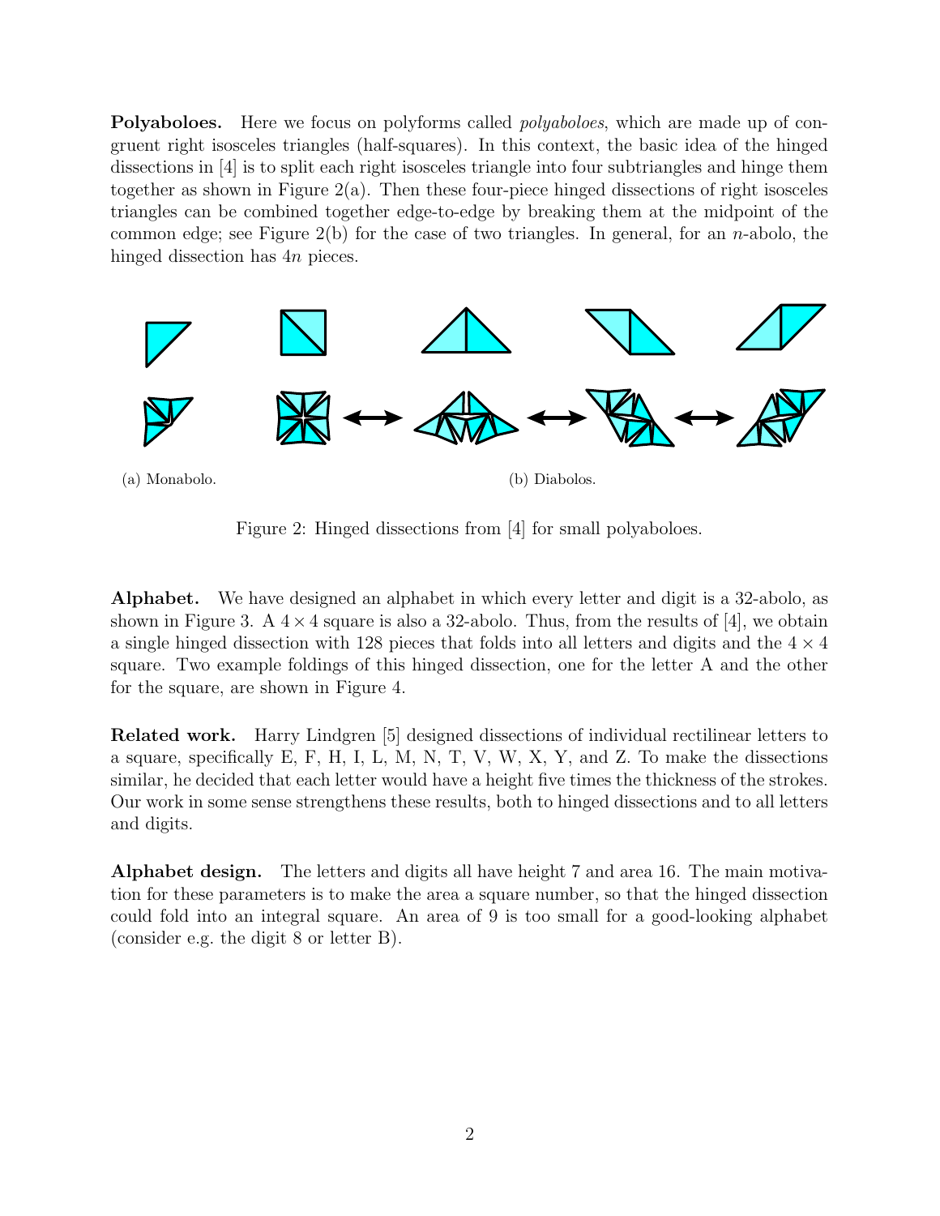**Polyaboloes.** Here we focus on polyforms called *polyaboloes*, which are made up of congruent right isosceles triangles (half-squares). In this context, the basic idea of the hinged dissections in [4] is to split each right isosceles triangle into four subtriangles and hinge them together as shown in Figure 2(a). Then these four-piece hinged dissections of right isosceles triangles can be combined together edge-to-edge by breaking them at the midpoint of the common edge; see Figure 2(b) for the case of two triangles. In general, for an $n$-abolo, the hinged dissection has $4n$ pieces.

(a) Monabolo.

(b) Diabolos.

Figure 2: Hinged dissections from [4] for small polyaboloes.

**Alphabet.** We have designed an alphabet in which every letter and digit is a 32-abolo, as shown in Figure 3. A $4 \times 4$ square is also a 32-abolo. Thus, from the results of [4], we obtain a single hinged dissection with 128 pieces that folds into all letters and digits and the $4 \times 4$ square. Two example foldings of this hinged dissection, one for the letter A and the other for the square, are shown in Figure 4.

**Related work.** Harry Lindgren [5] designed dissections of individual rectilinear letters to a square, specifically E, F, H, I, L, M, N, T, V, W, X, Y, and Z. To make the dissections similar, he decided that each letter would have a height five times the thickness of the strokes. Our work in some sense strengthens these results, both to hinged dissections and to all letters and digits.

**Alphabet design.** The letters and digits all have height 7 and area 16. The main motivation for these parameters is to make the area a square number, so that the hinged dissection could fold into an integral square. An area of 9 is too small for a good-looking alphabet (consider e.g. the digit 8 or letter B).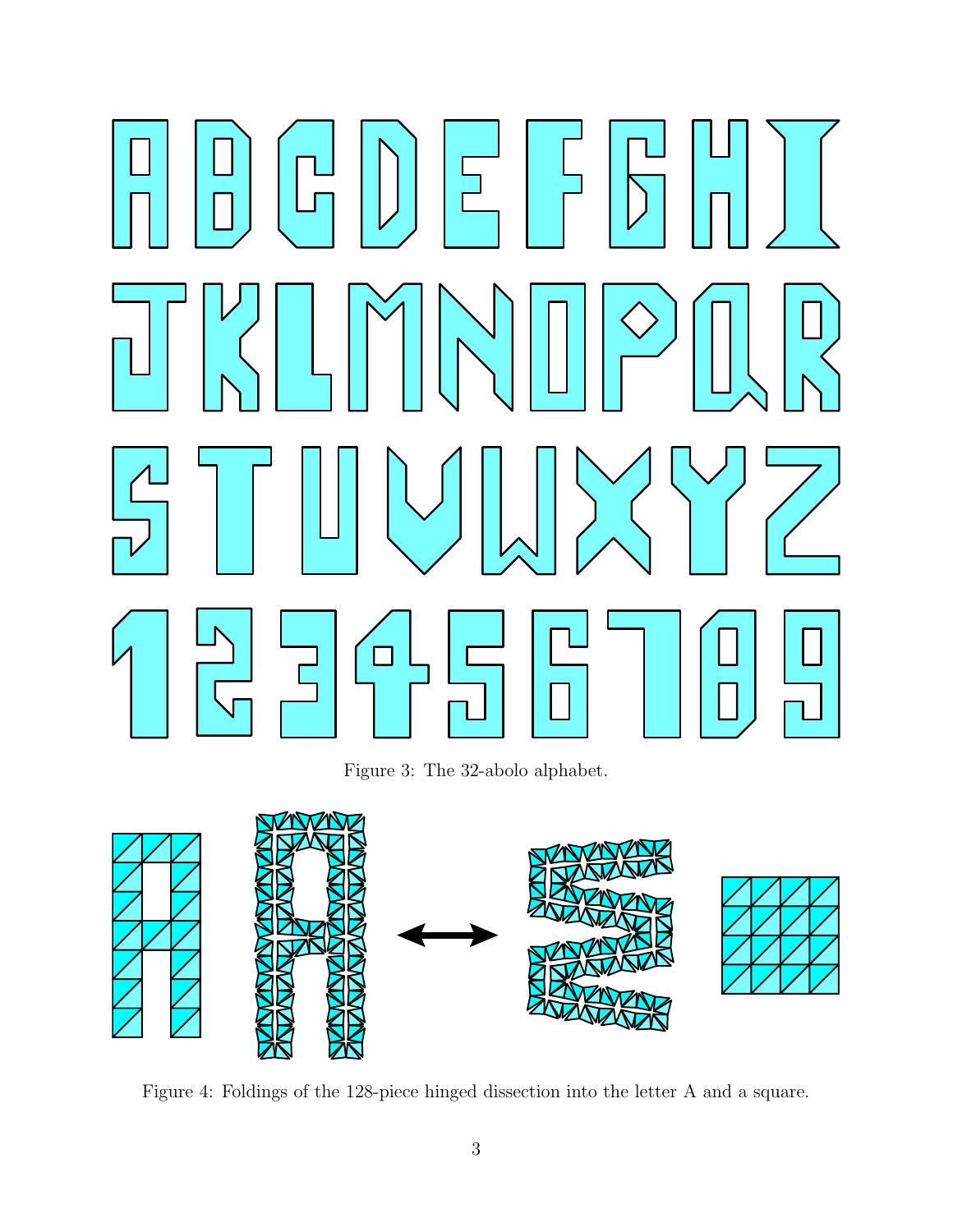Figure 3: The 32-abolo alphabet.

Figure 4: Foldings of the 128-piece hinged dissection into the letter A and a square.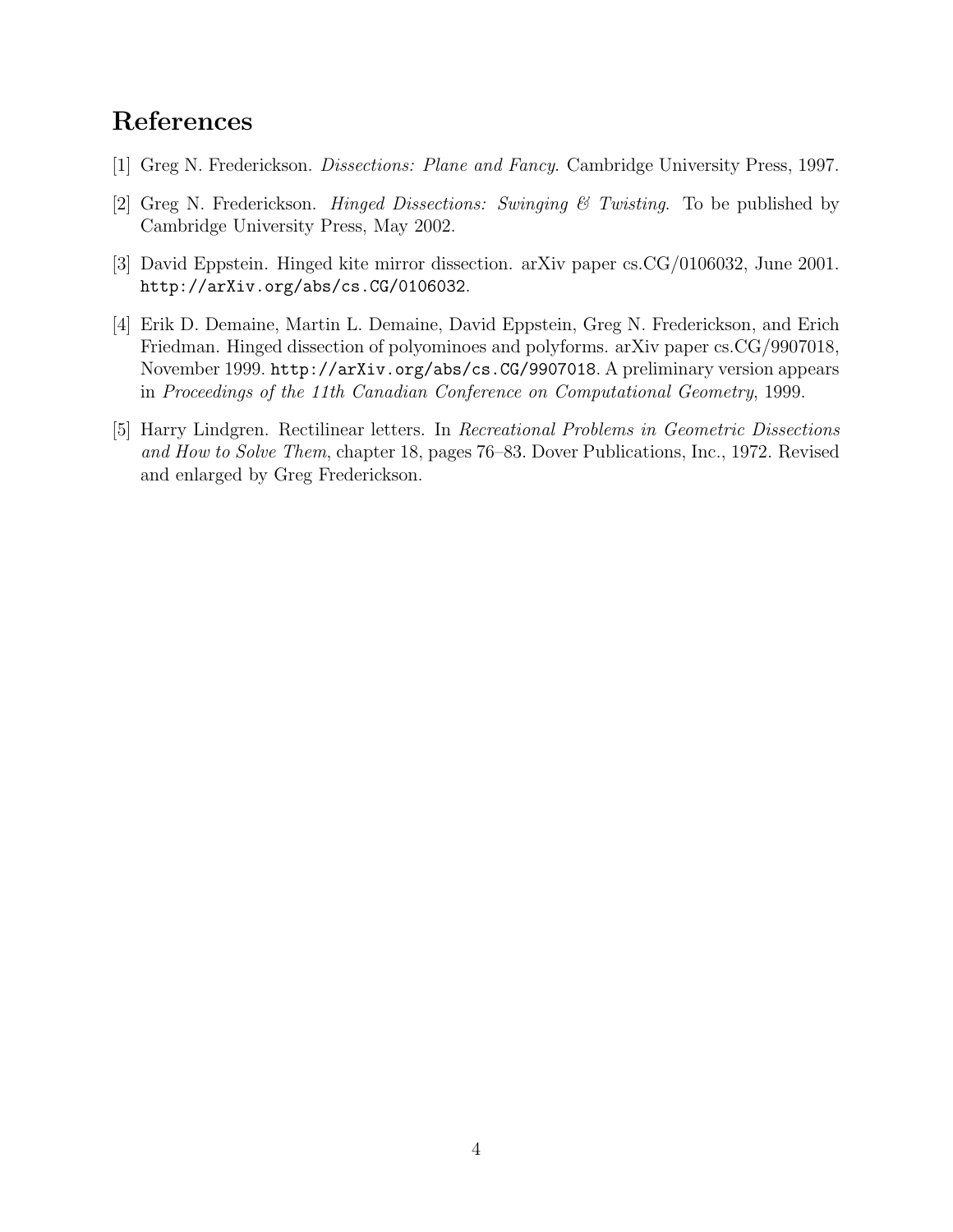## References

[1] Greg N. Frederickson. *Dissections: Plane and Fancy*. Cambridge University Press, 1997.

[2] Greg N. Frederickson. *Hinged Dissections: Swinging & Twisting*. To be published by Cambridge University Press, May 2002.

[3] David Eppstein. Hinged kite mirror dissection. arXiv paper cs.CG/0106032, June 2001. `http://arXiv.org/abs/cs.CG/0106032`.

[4] Erik D. Demaine, Martin L. Demaine, David Eppstein, Greg N. Frederickson, and Erich Friedman. Hinged dissection of polyominoes and polyforms. arXiv paper cs.CG/9907018, November 1999. `http://arXiv.org/abs/cs.CG/9907018`. A preliminary version appears in *Proceedings of the 11th Canadian Conference on Computational Geometry*, 1999.

[5] Harry Lindgren. Rectilinear letters. In *Recreational Problems in Geometric Dissections and How to Solve Them*, chapter 18, pages 76–83. Dover Publications, Inc., 1972. Revised and enlarged by Greg Frederickson.